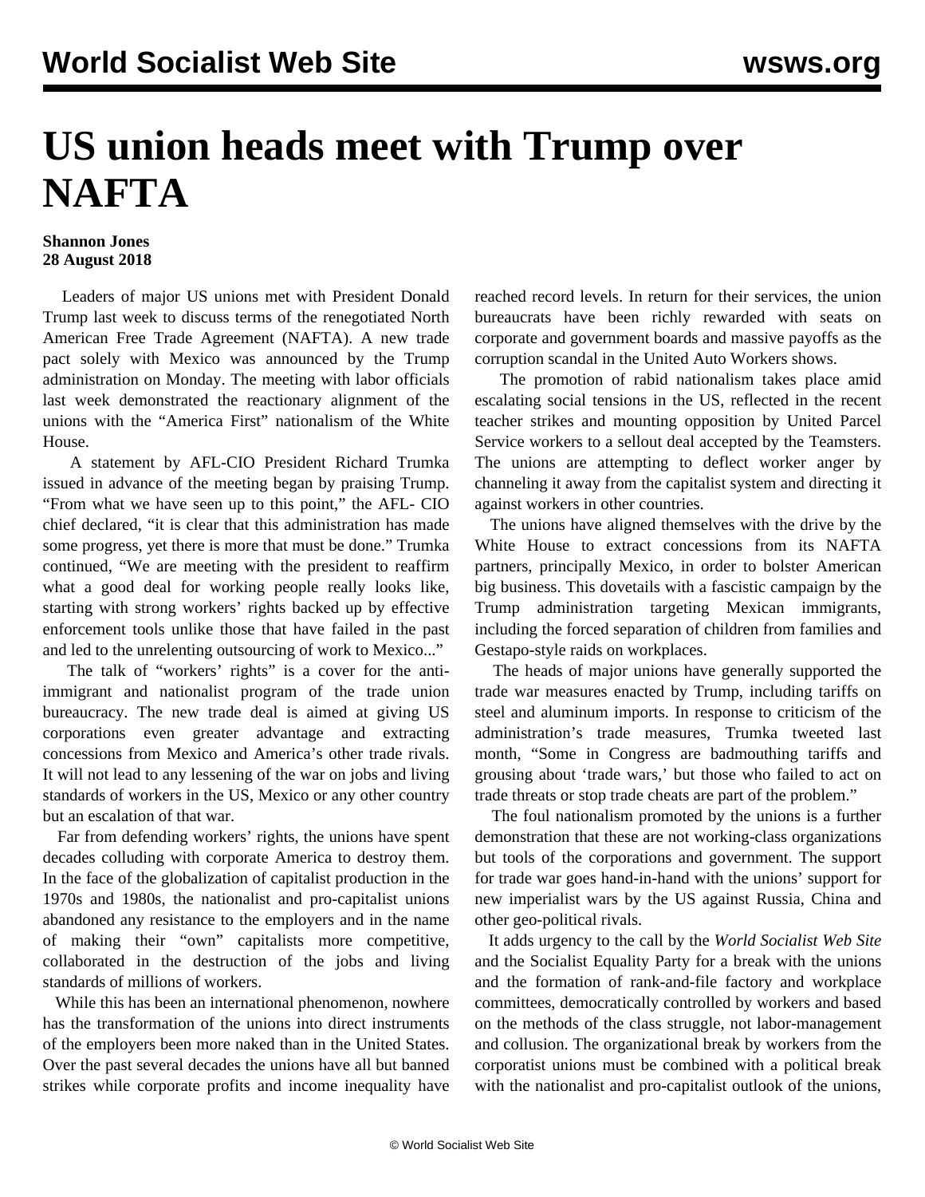# US union heads meet with Trump over NAFTA

**Shannon Jones**
**28 August 2018**

Leaders of major US unions met with President Donald Trump last week to discuss terms of the renegotiated North American Free Trade Agreement (NAFTA). A new trade pact solely with Mexico was announced by the Trump administration on Monday. The meeting with labor officials last week demonstrated the reactionary alignment of the unions with the "America First" nationalism of the White House.

A statement by AFL-CIO President Richard Trumka issued in advance of the meeting began by praising Trump. "From what we have seen up to this point," the AFL- CIO chief declared, "it is clear that this administration has made some progress, yet there is more that must be done." Trumka continued, "We are meeting with the president to reaffirm what a good deal for working people really looks like, starting with strong workers' rights backed up by effective enforcement tools unlike those that have failed in the past and led to the unrelenting outsourcing of work to Mexico..."

The talk of "workers' rights" is a cover for the anti-immigrant and nationalist program of the trade union bureaucracy. The new trade deal is aimed at giving US corporations even greater advantage and extracting concessions from Mexico and America's other trade rivals. It will not lead to any lessening of the war on jobs and living standards of workers in the US, Mexico or any other country but an escalation of that war.

Far from defending workers' rights, the unions have spent decades colluding with corporate America to destroy them. In the face of the globalization of capitalist production in the 1970s and 1980s, the nationalist and pro-capitalist unions abandoned any resistance to the employers and in the name of making their "own" capitalists more competitive, collaborated in the destruction of the jobs and living standards of millions of workers.

While this has been an international phenomenon, nowhere has the transformation of the unions into direct instruments of the employers been more naked than in the United States. Over the past several decades the unions have all but banned strikes while corporate profits and income inequality have reached record levels. In return for their services, the union bureaucrats have been richly rewarded with seats on corporate and government boards and massive payoffs as the corruption scandal in the United Auto Workers shows.

The promotion of rabid nationalism takes place amid escalating social tensions in the US, reflected in the recent teacher strikes and mounting opposition by United Parcel Service workers to a sellout deal accepted by the Teamsters. The unions are attempting to deflect worker anger by channeling it away from the capitalist system and directing it against workers in other countries.

The unions have aligned themselves with the drive by the White House to extract concessions from its NAFTA partners, principally Mexico, in order to bolster American big business. This dovetails with a fascistic campaign by the Trump administration targeting Mexican immigrants, including the forced separation of children from families and Gestapo-style raids on workplaces.

The heads of major unions have generally supported the trade war measures enacted by Trump, including tariffs on steel and aluminum imports. In response to criticism of the administration's trade measures, Trumka tweeted last month, "Some in Congress are badmouthing tariffs and grousing about 'trade wars,' but those who failed to act on trade threats or stop trade cheats are part of the problem."

The foul nationalism promoted by the unions is a further demonstration that these are not working-class organizations but tools of the corporations and government. The support for trade war goes hand-in-hand with the unions' support for new imperialist wars by the US against Russia, China and other geo-political rivals.

It adds urgency to the call by the *World Socialist Web Site* and the Socialist Equality Party for a break with the unions and the formation of rank-and-file factory and workplace committees, democratically controlled by workers and based on the methods of the class struggle, not labor-management and collusion. The organizational break by workers from the corporatist unions must be combined with a political break with the nationalist and pro-capitalist outlook of the unions,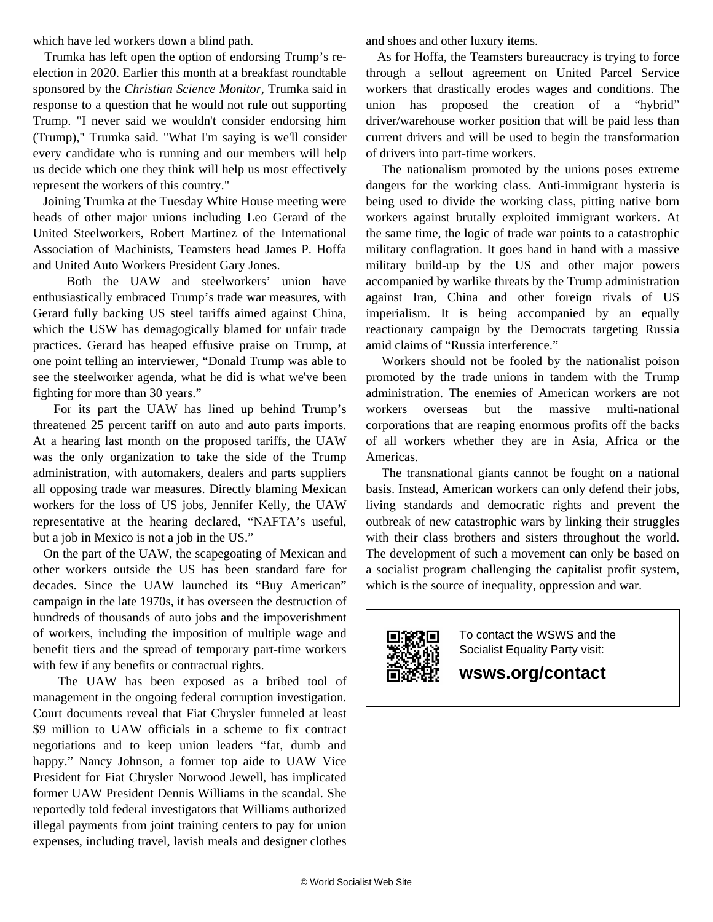which have led workers down a blind path.

Trumka has left open the option of endorsing Trump's re-election in 2020. Earlier this month at a breakfast roundtable sponsored by the *Christian Science Monitor*, Trumka said in response to a question that he would not rule out supporting Trump. "I never said we wouldn't consider endorsing him (Trump)," Trumka said. "What I'm saying is we'll consider every candidate who is running and our members will help us decide which one they think will help us most effectively represent the workers of this country."

Joining Trumka at the Tuesday White House meeting were heads of other major unions including Leo Gerard of the United Steelworkers, Robert Martinez of the International Association of Machinists, Teamsters head James P. Hoffa and United Auto Workers President Gary Jones.

Both the UAW and steelworkers' union have enthusiastically embraced Trump's trade war measures, with Gerard fully backing US steel tariffs aimed against China, which the USW has demagogically blamed for unfair trade practices. Gerard has heaped effusive praise on Trump, at one point telling an interviewer, "Donald Trump was able to see the steelworker agenda, what he did is what we've been fighting for more than 30 years."

For its part the UAW has lined up behind Trump's threatened 25 percent tariff on auto and auto parts imports. At a hearing last month on the proposed tariffs, the UAW was the only organization to take the side of the Trump administration, with automakers, dealers and parts suppliers all opposing trade war measures. Directly blaming Mexican workers for the loss of US jobs, Jennifer Kelly, the UAW representative at the hearing declared, "NAFTA's useful, but a job in Mexico is not a job in the US."

On the part of the UAW, the scapegoating of Mexican and other workers outside the US has been standard fare for decades. Since the UAW launched its "Buy American" campaign in the late 1970s, it has overseen the destruction of hundreds of thousands of auto jobs and the impoverishment of workers, including the imposition of multiple wage and benefit tiers and the spread of temporary part-time workers with few if any benefits or contractual rights.

The UAW has been exposed as a bribed tool of management in the ongoing federal corruption investigation. Court documents reveal that Fiat Chrysler funneled at least $9 million to UAW officials in a scheme to fix contract negotiations and to keep union leaders "fat, dumb and happy." Nancy Johnson, a former top aide to UAW Vice President for Fiat Chrysler Norwood Jewell, has implicated former UAW President Dennis Williams in the scandal. She reportedly told federal investigators that Williams authorized illegal payments from joint training centers to pay for union expenses, including travel, lavish meals and designer clothes and shoes and other luxury items.

As for Hoffa, the Teamsters bureaucracy is trying to force through a sellout agreement on United Parcel Service workers that drastically erodes wages and conditions. The union has proposed the creation of a "hybrid" driver/warehouse worker position that will be paid less than current drivers and will be used to begin the transformation of drivers into part-time workers.

The nationalism promoted by the unions poses extreme dangers for the working class. Anti-immigrant hysteria is being used to divide the working class, pitting native born workers against brutally exploited immigrant workers. At the same time, the logic of trade war points to a catastrophic military conflagration. It goes hand in hand with a massive military build-up by the US and other major powers accompanied by warlike threats by the Trump administration against Iran, China and other foreign rivals of US imperialism. It is being accompanied by an equally reactionary campaign by the Democrats targeting Russia amid claims of "Russia interference."

Workers should not be fooled by the nationalist poison promoted by the trade unions in tandem with the Trump administration. The enemies of American workers are not workers overseas but the massive multi-national corporations that are reaping enormous profits off the backs of all workers whether they are in Asia, Africa or the Americas.

The transnational giants cannot be fought on a national basis. Instead, American workers can only defend their jobs, living standards and democratic rights and prevent the outbreak of new catastrophic wars by linking their struggles with their class brothers and sisters throughout the world. The development of such a movement can only be based on a socialist program challenging the capitalist profit system, which is the source of inequality, oppression and war.

To contact the WSWS and the Socialist Equality Party visit:

**wsws.org/contact**